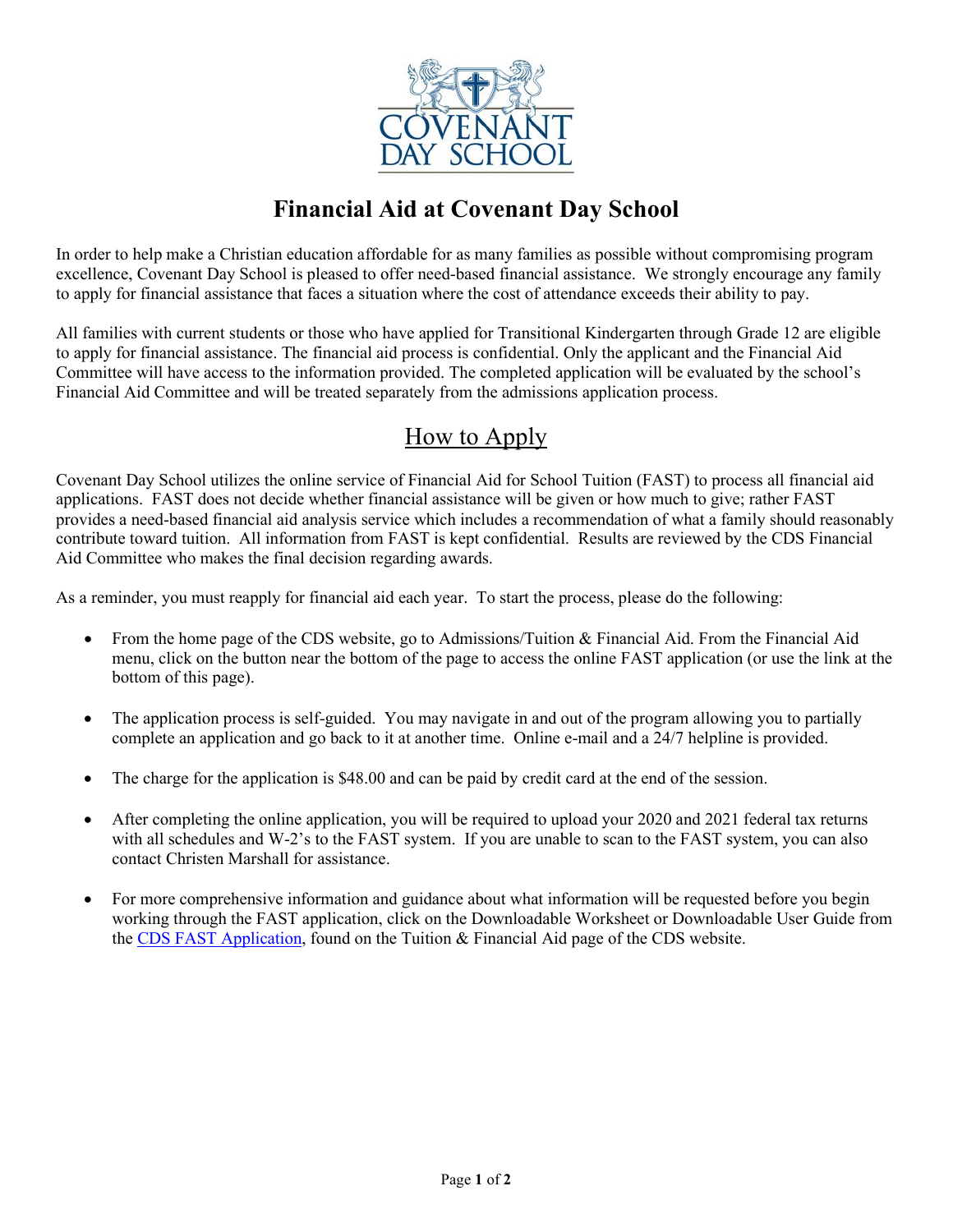# Financial Aid at Covenant Day School

In order to help make a Christian education affordable for as many families as possible without compromising program excellence, Covenant Day School is pleased to offer need-based financial assistance. We strongly encourage any family to apply for financial assistance that faces a situation where the cost of attendance exceeds their ability to pay.

All families with current students or those who have applied for Transitional Kindergarten through Grade 12 are eligible to apply for financial assistance. The financial aid process is confidential. Only the applicant and the Financial Aid Committee will have access to the information provided. The completed application will be evaluated by the school's Financial Aid Committee and will be treated separately from the admissions application process.

## How to Apply

Covenant Day School utilizes the online service of Financial Aid for School Tuition (FAST) to process all financial aid applications. FAST does not decide whether financial assistance will be given or how much to give; rather FAST provides a need-based financial aid analysis service which includes a recommendation of what a family should reasonably contribute toward tuition. All information from FAST is kept confidential. Results are reviewed by the CDS Financial Aid Committee who makes the final decision regarding awards.

As a reminder, you must reapply for financial aid each year. To start the process, please do the following:

- From the home page of the CDS website, go to Admissions/Tuition & Financial Aid. From the Financial Aid menu, click on the button near the bottom of the page to access the online FAST application (or use the link at the bottom of this page).
- The application process is self-guided. You may navigate in and out of the program allowing you to partially complete an application and go back to it at another time. Online e-mail and a 24/7 helpline is provided.
- The charge for the application is $48.00 and can be paid by credit card at the end of the session.
- After completing the online application, you will be required to upload your 2020 and 2021 federal tax returns with all schedules and W-2's to the FAST system. If you are unable to scan to the FAST system, you can also contact Christen Marshall for assistance.
- For more comprehensive information and guidance about what information will be requested before you begin working through the FAST application, click on the Downloadable Worksheet or Downloadable User Guide from the CDS FAST Application, found on the Tuition & Financial Aid page of the CDS website.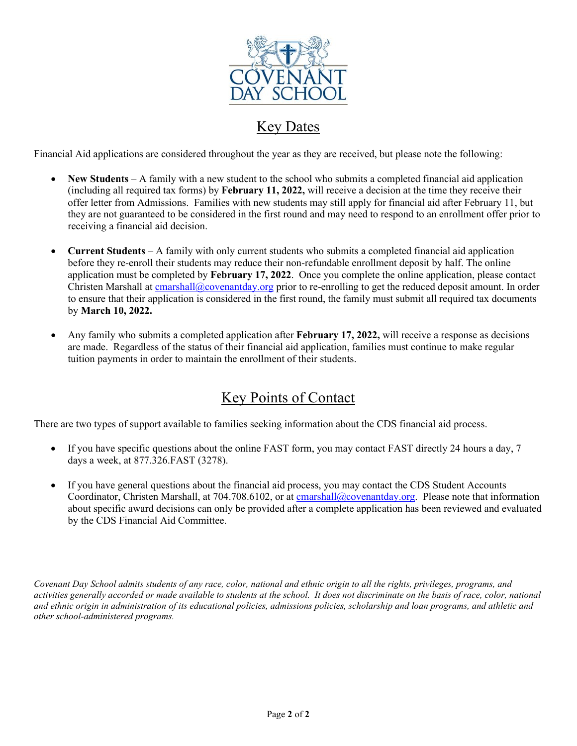## Key Dates

Financial Aid applications are considered throughout the year as they are received, but please note the following:

- **New Students** – A family with a new student to the school who submits a completed financial aid application (including all required tax forms) by **February 11, 2022,** will receive a decision at the time they receive their offer letter from Admissions. Families with new students may still apply for financial aid after February 11, but they are not guaranteed to be considered in the first round and may need to respond to an enrollment offer prior to receiving a financial aid decision.

- **Current Students** – A family with only current students who submits a completed financial aid application before they re-enroll their students may reduce their non-refundable enrollment deposit by half. The online application must be completed by **February 17, 2022**. Once you complete the online application, please contact Christen Marshall at cmarshall@covenantday.org prior to re-enrolling to get the reduced deposit amount. In order to ensure that their application is considered in the first round, the family must submit all required tax documents by **March 10, 2022.**

- Any family who submits a completed application after **February 17, 2022,** will receive a response as decisions are made. Regardless of the status of their financial aid application, families must continue to make regular tuition payments in order to maintain the enrollment of their students.

## Key Points of Contact

There are two types of support available to families seeking information about the CDS financial aid process.

- If you have specific questions about the online FAST form, you may contact FAST directly 24 hours a day, 7 days a week, at 877.326.FAST (3278).

- If you have general questions about the financial aid process, you may contact the CDS Student Accounts Coordinator, Christen Marshall, at 704.708.6102, or at cmarshall@covenantday.org. Please note that information about specific award decisions can only be provided after a complete application has been reviewed and evaluated by the CDS Financial Aid Committee.

*Covenant Day School admits students of any race, color, national and ethnic origin to all the rights, privileges, programs, and activities generally accorded or made available to students at the school. It does not discriminate on the basis of race, color, national and ethnic origin in administration of its educational policies, admissions policies, scholarship and loan programs, and athletic and other school-administered programs.*